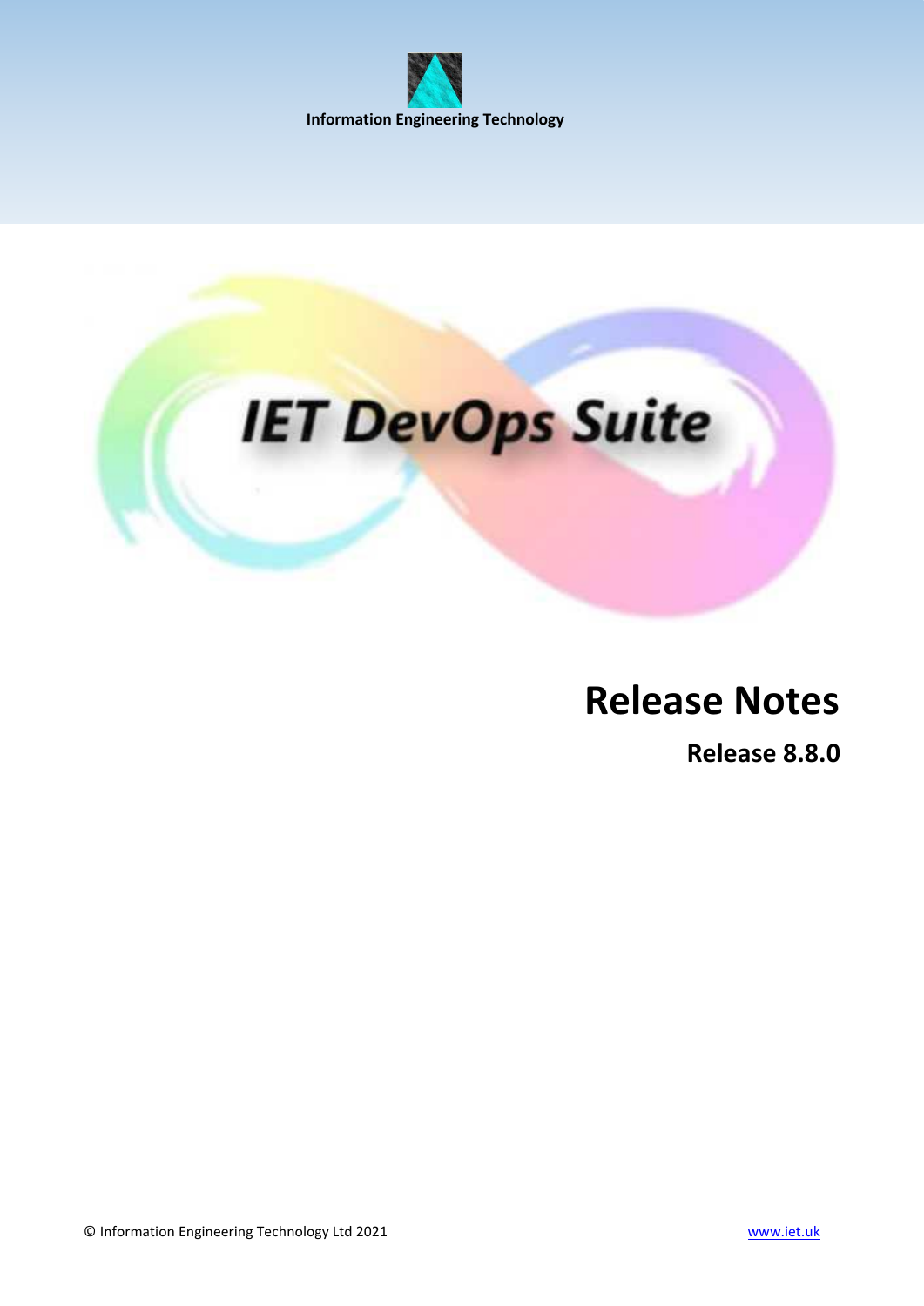Information Engineering Technology

# IET DevOps Suite

# Release Notes

## Release 8.8.0

© Information Engineering Technology Ltd 2021 www.iet.uk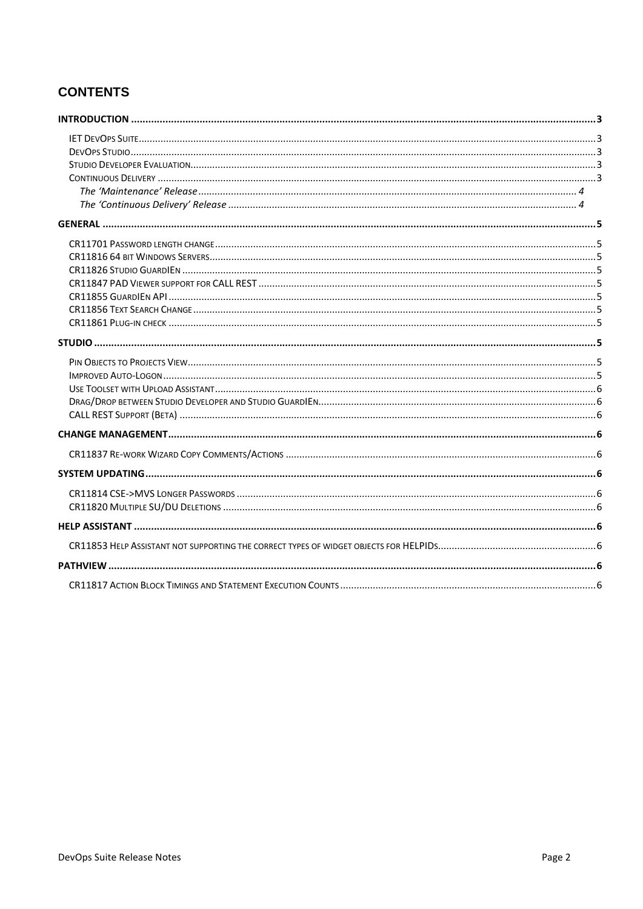# CONTENTS

**INTRODUCTION** .......... **3**

- IET DevOps Suite .......... 3
- DevOps Studio .......... 3
- Studio Developer Evaluation .......... 3
- Continuous Delivery .......... 3
  - *The 'Maintenance' Release* .......... *4*
  - *The 'Continuous Delivery' Release* .......... *4*

**GENERAL** .......... **5**

- CR11701 Password length change .......... 5
- CR11816 64 bit Windows Servers .......... 5
- CR11826 Studio GuardIEn .......... 5
- CR11847 PAD Viewer support for CALL REST .......... 5
- CR11855 GuardIEn API .......... 5
- CR11856 Text Search Change .......... 5
- CR11861 Plug-in check .......... 5

**STUDIO** .......... **5**

- Pin Objects to Projects View .......... 5
- Improved Auto-Logon .......... 5
- Use Toolset with Upload Assistant .......... 6
- Drag/Drop between Studio Developer and Studio GuardIEn .......... 6
- CALL REST Support (Beta) .......... 6

**CHANGE MANAGEMENT** .......... **6**

- CR11837 Re-work Wizard Copy Comments/Actions .......... 6

**SYSTEM UPDATING** .......... **6**

- CR11814 CSE->MVS Longer Passwords .......... 6
- CR11820 Multiple SU/DU Deletions .......... 6

**HELP ASSISTANT** .......... **6**

- CR11853 Help Assistant not supporting the correct types of widget objects for HELPIDs .......... 6

**PATHVIEW** .......... **6**

- CR11817 Action Block Timings and Statement Execution Counts .......... 6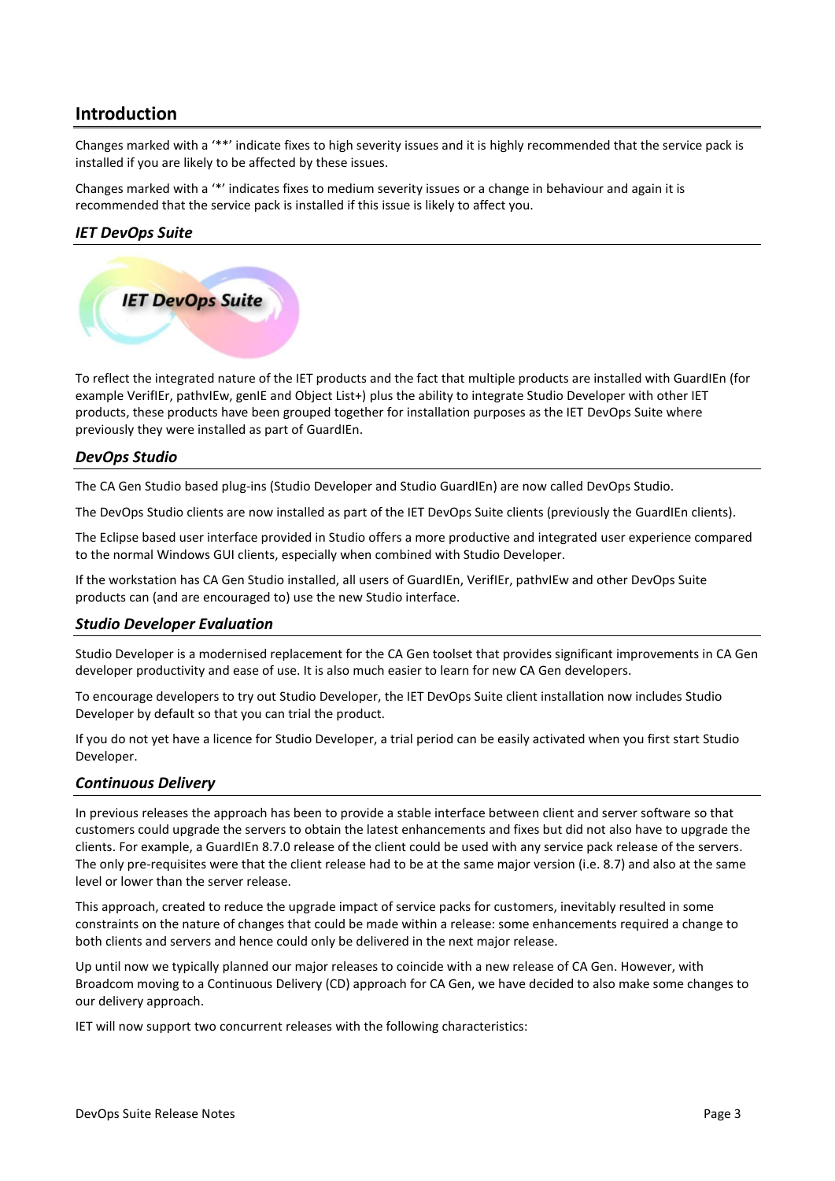## Introduction

Changes marked with a '**' indicate fixes to high severity issues and it is highly recommended that the service pack is installed if you are likely to be affected by these issues.

Changes marked with a '*' indicates fixes to medium severity issues or a change in behaviour and again it is recommended that the service pack is installed if this issue is likely to affect you.

### *IET DevOps Suite*

To reflect the integrated nature of the IET products and the fact that multiple products are installed with GuardIEn (for example VerifIEr, pathvIEw, genIE and Object List+) plus the ability to integrate Studio Developer with other IET products, these products have been grouped together for installation purposes as the IET DevOps Suite where previously they were installed as part of GuardIEn.

### *DevOps Studio*

The CA Gen Studio based plug-ins (Studio Developer and Studio GuardIEn) are now called DevOps Studio.

The DevOps Studio clients are now installed as part of the IET DevOps Suite clients (previously the GuardIEn clients).

The Eclipse based user interface provided in Studio offers a more productive and integrated user experience compared to the normal Windows GUI clients, especially when combined with Studio Developer.

If the workstation has CA Gen Studio installed, all users of GuardIEn, VerifIEr, pathvIEw and other DevOps Suite products can (and are encouraged to) use the new Studio interface.

### *Studio Developer Evaluation*

Studio Developer is a modernised replacement for the CA Gen toolset that provides significant improvements in CA Gen developer productivity and ease of use. It is also much easier to learn for new CA Gen developers.

To encourage developers to try out Studio Developer, the IET DevOps Suite client installation now includes Studio Developer by default so that you can trial the product.

If you do not yet have a licence for Studio Developer, a trial period can be easily activated when you first start Studio Developer.

### *Continuous Delivery*

In previous releases the approach has been to provide a stable interface between client and server software so that customers could upgrade the servers to obtain the latest enhancements and fixes but did not also have to upgrade the clients. For example, a GuardIEn 8.7.0 release of the client could be used with any service pack release of the servers. The only pre-requisites were that the client release had to be at the same major version (i.e. 8.7) and also at the same level or lower than the server release.

This approach, created to reduce the upgrade impact of service packs for customers, inevitably resulted in some constraints on the nature of changes that could be made within a release: some enhancements required a change to both clients and servers and hence could only be delivered in the next major release.

Up until now we typically planned our major releases to coincide with a new release of CA Gen. However, with Broadcom moving to a Continuous Delivery (CD) approach for CA Gen, we have decided to also make some changes to our delivery approach.

IET will now support two concurrent releases with the following characteristics: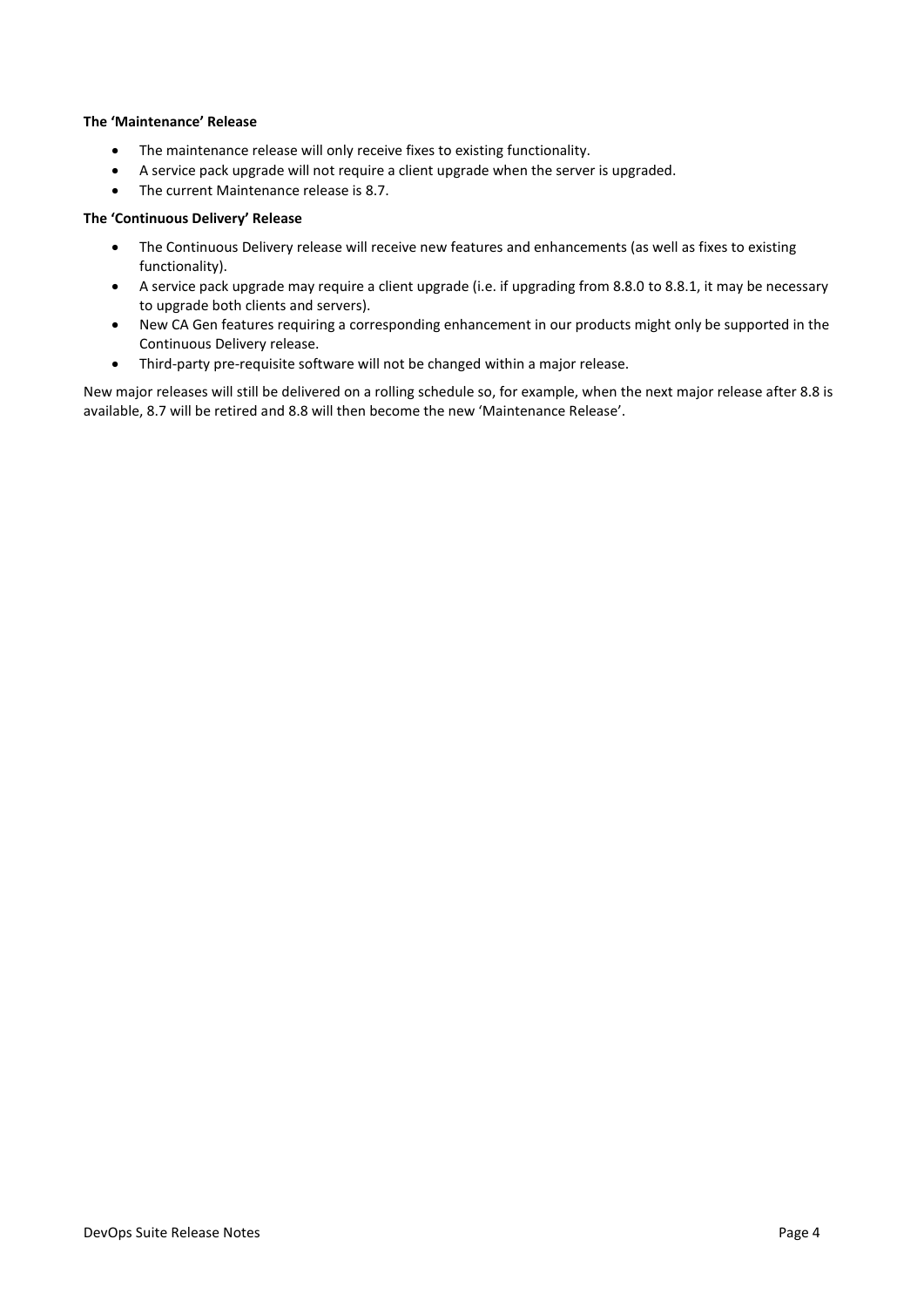**The 'Maintenance' Release**

- The maintenance release will only receive fixes to existing functionality.
- A service pack upgrade will not require a client upgrade when the server is upgraded.
- The current Maintenance release is 8.7.

**The 'Continuous Delivery' Release**

- The Continuous Delivery release will receive new features and enhancements (as well as fixes to existing functionality).
- A service pack upgrade may require a client upgrade (i.e. if upgrading from 8.8.0 to 8.8.1, it may be necessary to upgrade both clients and servers).
- New CA Gen features requiring a corresponding enhancement in our products might only be supported in the Continuous Delivery release.
- Third-party pre-requisite software will not be changed within a major release.

New major releases will still be delivered on a rolling schedule so, for example, when the next major release after 8.8 is available, 8.7 will be retired and 8.8 will then become the new 'Maintenance Release'.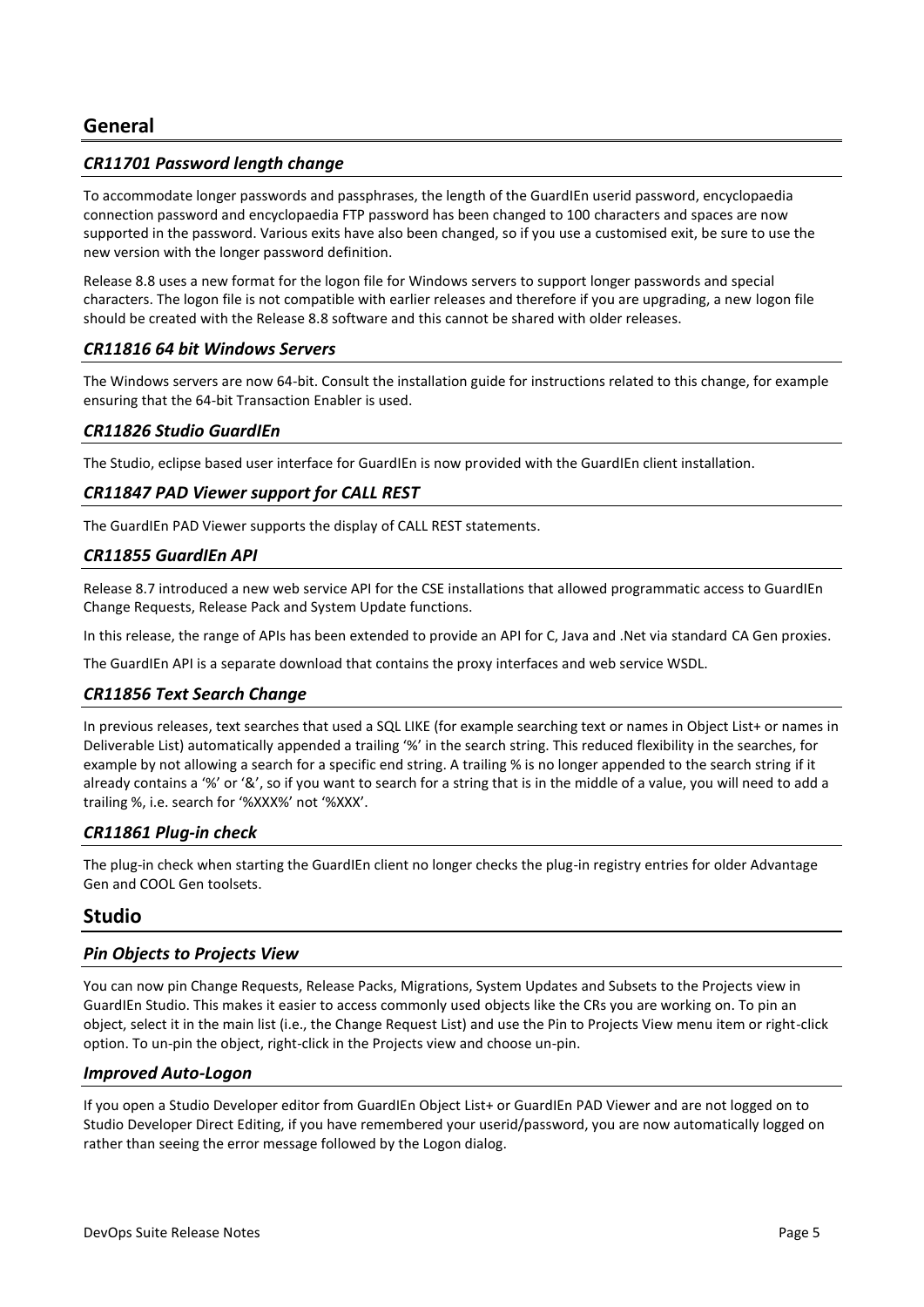## General

### *CR11701 Password length change*

To accommodate longer passwords and passphrases, the length of the GuardIEn userid password, encyclopaedia connection password and encyclopaedia FTP password has been changed to 100 characters and spaces are now supported in the password. Various exits have also been changed, so if you use a customised exit, be sure to use the new version with the longer password definition.

Release 8.8 uses a new format for the logon file for Windows servers to support longer passwords and special characters. The logon file is not compatible with earlier releases and therefore if you are upgrading, a new logon file should be created with the Release 8.8 software and this cannot be shared with older releases.

### *CR11816 64 bit Windows Servers*

The Windows servers are now 64-bit. Consult the installation guide for instructions related to this change, for example ensuring that the 64-bit Transaction Enabler is used.

### *CR11826 Studio GuardIEn*

The Studio, eclipse based user interface for GuardIEn is now provided with the GuardIEn client installation.

### *CR11847 PAD Viewer support for CALL REST*

The GuardIEn PAD Viewer supports the display of CALL REST statements.

### *CR11855 GuardIEn API*

Release 8.7 introduced a new web service API for the CSE installations that allowed programmatic access to GuardIEn Change Requests, Release Pack and System Update functions.

In this release, the range of APIs has been extended to provide an API for C, Java and .Net via standard CA Gen proxies.

The GuardIEn API is a separate download that contains the proxy interfaces and web service WSDL.

### *CR11856 Text Search Change*

In previous releases, text searches that used a SQL LIKE (for example searching text or names in Object List+ or names in Deliverable List) automatically appended a trailing '%' in the search string. This reduced flexibility in the searches, for example by not allowing a search for a specific end string. A trailing % is no longer appended to the search string if it already contains a '%' or '&', so if you want to search for a string that is in the middle of a value, you will need to add a trailing %, i.e. search for '%XXX%' not '%XXX'.

### *CR11861 Plug-in check*

The plug-in check when starting the GuardIEn client no longer checks the plug-in registry entries for older Advantage Gen and COOL Gen toolsets.

## Studio

### *Pin Objects to Projects View*

You can now pin Change Requests, Release Packs, Migrations, System Updates and Subsets to the Projects view in GuardIEn Studio. This makes it easier to access commonly used objects like the CRs you are working on. To pin an object, select it in the main list (i.e., the Change Request List) and use the Pin to Projects View menu item or right-click option. To un-pin the object, right-click in the Projects view and choose un-pin.

### *Improved Auto-Logon*

If you open a Studio Developer editor from GuardIEn Object List+ or GuardIEn PAD Viewer and are not logged on to Studio Developer Direct Editing, if you have remembered your userid/password, you are now automatically logged on rather than seeing the error message followed by the Logon dialog.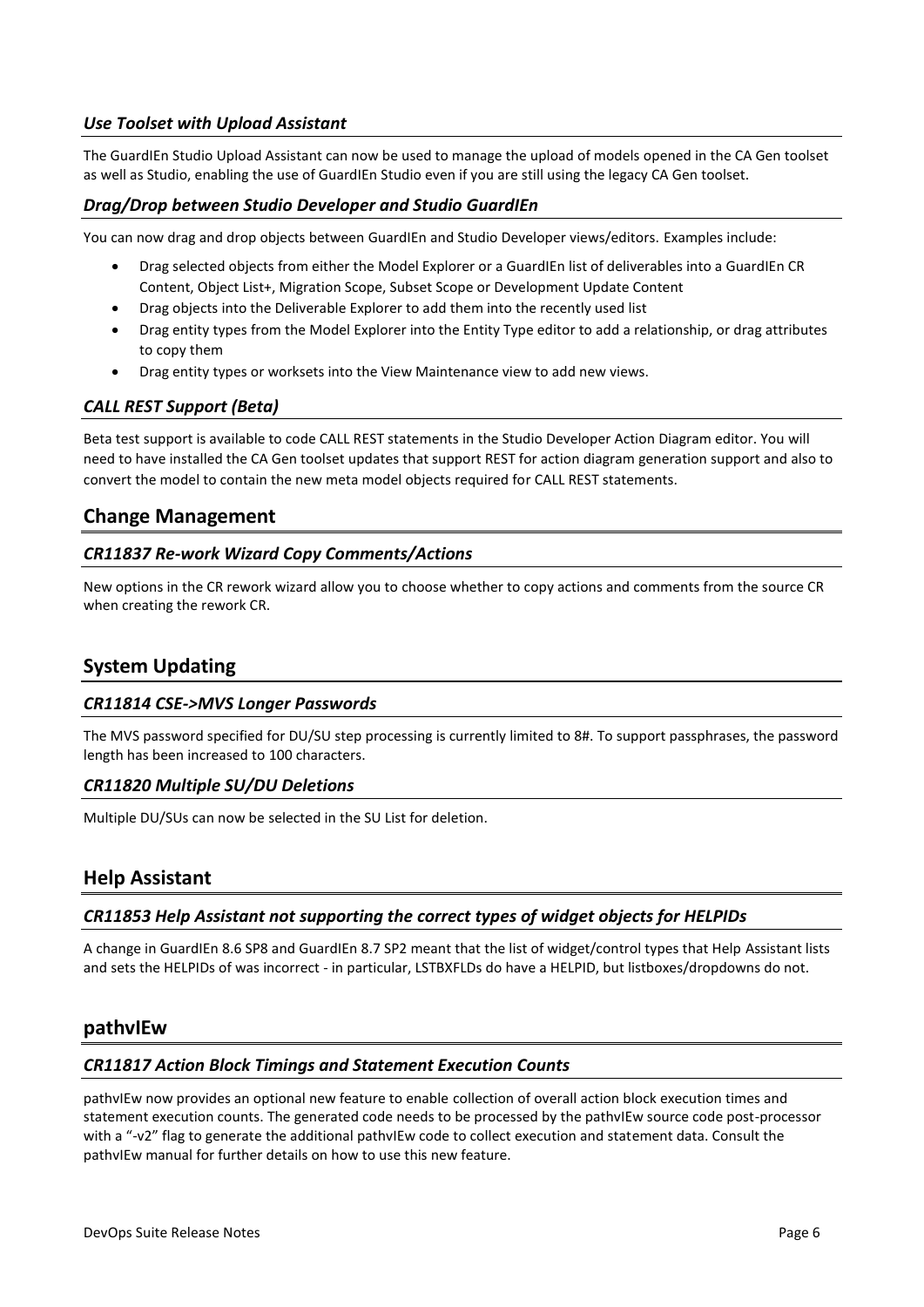### *Use Toolset with Upload Assistant*

The GuardIEn Studio Upload Assistant can now be used to manage the upload of models opened in the CA Gen toolset as well as Studio, enabling the use of GuardIEn Studio even if you are still using the legacy CA Gen toolset.

### *Drag/Drop between Studio Developer and Studio GuardIEn*

You can now drag and drop objects between GuardIEn and Studio Developer views/editors. Examples include:

- Drag selected objects from either the Model Explorer or a GuardIEn list of deliverables into a GuardIEn CR Content, Object List+, Migration Scope, Subset Scope or Development Update Content
- Drag objects into the Deliverable Explorer to add them into the recently used list
- Drag entity types from the Model Explorer into the Entity Type editor to add a relationship, or drag attributes to copy them
- Drag entity types or worksets into the View Maintenance view to add new views.

### *CALL REST Support (Beta)*

Beta test support is available to code CALL REST statements in the Studio Developer Action Diagram editor. You will need to have installed the CA Gen toolset updates that support REST for action diagram generation support and also to convert the model to contain the new meta model objects required for CALL REST statements.

## Change Management

### *CR11837 Re-work Wizard Copy Comments/Actions*

New options in the CR rework wizard allow you to choose whether to copy actions and comments from the source CR when creating the rework CR.

## System Updating

### *CR11814 CSE->MVS Longer Passwords*

The MVS password specified for DU/SU step processing is currently limited to 8#. To support passphrases, the password length has been increased to 100 characters.

### *CR11820 Multiple SU/DU Deletions*

Multiple DU/SUs can now be selected in the SU List for deletion.

## Help Assistant

### *CR11853 Help Assistant not supporting the correct types of widget objects for HELPIDs*

A change in GuardIEn 8.6 SP8 and GuardIEn 8.7 SP2 meant that the list of widget/control types that Help Assistant lists and sets the HELPIDs of was incorrect - in particular, LSTBXFLDs do have a HELPID, but listboxes/dropdowns do not.

## pathvIEw

### *CR11817 Action Block Timings and Statement Execution Counts*

pathvIEw now provides an optional new feature to enable collection of overall action block execution times and statement execution counts. The generated code needs to be processed by the pathvIEw source code post-processor with a "-v2" flag to generate the additional pathvIEw code to collect execution and statement data. Consult the pathvIEw manual for further details on how to use this new feature.